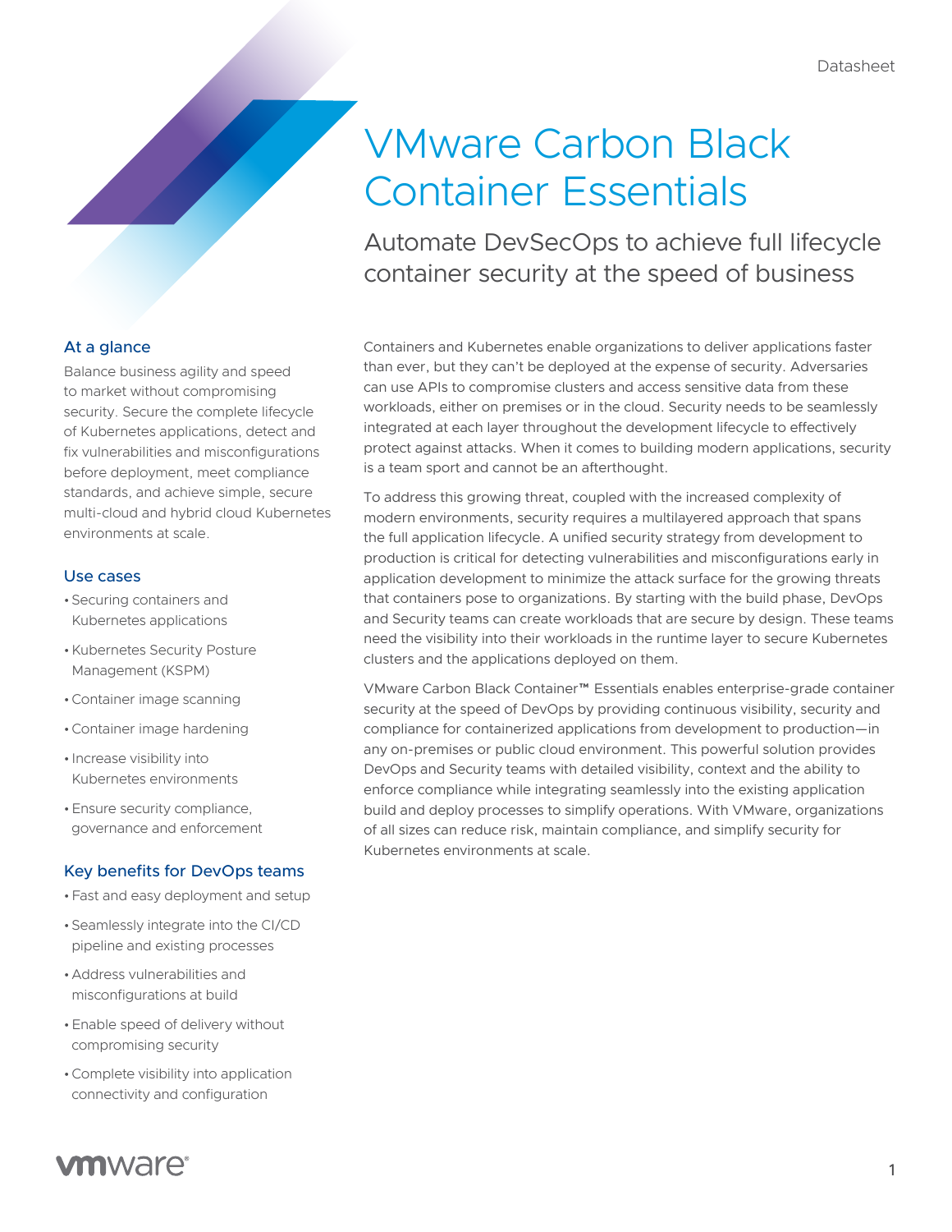Datasheet

# VMware Carbon Black Container Essentials

## Automate DevSecOps to achieve full lifecycle container security at the speed of business

Containers and Kubernetes enable organizations to deliver applications faster than ever, but they can't be deployed at the expense of security. Adversaries can use APIs to compromise clusters and access sensitive data from these workloads, either on premises or in the cloud. Security needs to be seamlessly integrated at each layer throughout the development lifecycle to effectively protect against attacks. When it comes to building modern applications, security is a team sport and cannot be an afterthought.

To address this growing threat, coupled with the increased complexity of modern environments, security requires a multilayered approach that spans the full application lifecycle. A unified security strategy from development to production is critical for detecting vulnerabilities and misconfigurations early in application development to minimize the attack surface for the growing threats that containers pose to organizations. By starting with the build phase, DevOps and Security teams can create workloads that are secure by design. These teams need the visibility into their workloads in the runtime layer to secure Kubernetes clusters and the applications deployed on them.

VMware Carbon Black Container™ Essentials enables enterprise-grade container security at the speed of DevOps by providing continuous visibility, security and compliance for containerized applications from development to production—in any on-premises or public cloud environment. This powerful solution provides DevOps and Security teams with detailed visibility, context and the ability to enforce compliance while integrating seamlessly into the existing application build and deploy processes to simplify operations. With VMware, organizations of all sizes can reduce risk, maintain compliance, and simplify security for Kubernetes environments at scale.

### At a glance

Balance business agility and speed to market without compromising security. Secure the complete lifecycle of Kubernetes applications, detect and fix vulnerabilities and misconfigurations before deployment, meet compliance standards, and achieve simple, secure multi-cloud and hybrid cloud Kubernetes environments at scale.

### Use cases

- Securing containers and Kubernetes applications
- Kubernetes Security Posture Management (KSPM)
- Container image scanning
- Container image hardening
- Increase visibility into Kubernetes environments
- Ensure security compliance, governance and enforcement

### Key benefits for DevOps teams

- Fast and easy deployment and setup
- Seamlessly integrate into the CI/CD pipeline and existing processes
- Address vulnerabilities and misconfigurations at build
- Enable speed of delivery without compromising security
- Complete visibility into application connectivity and configuration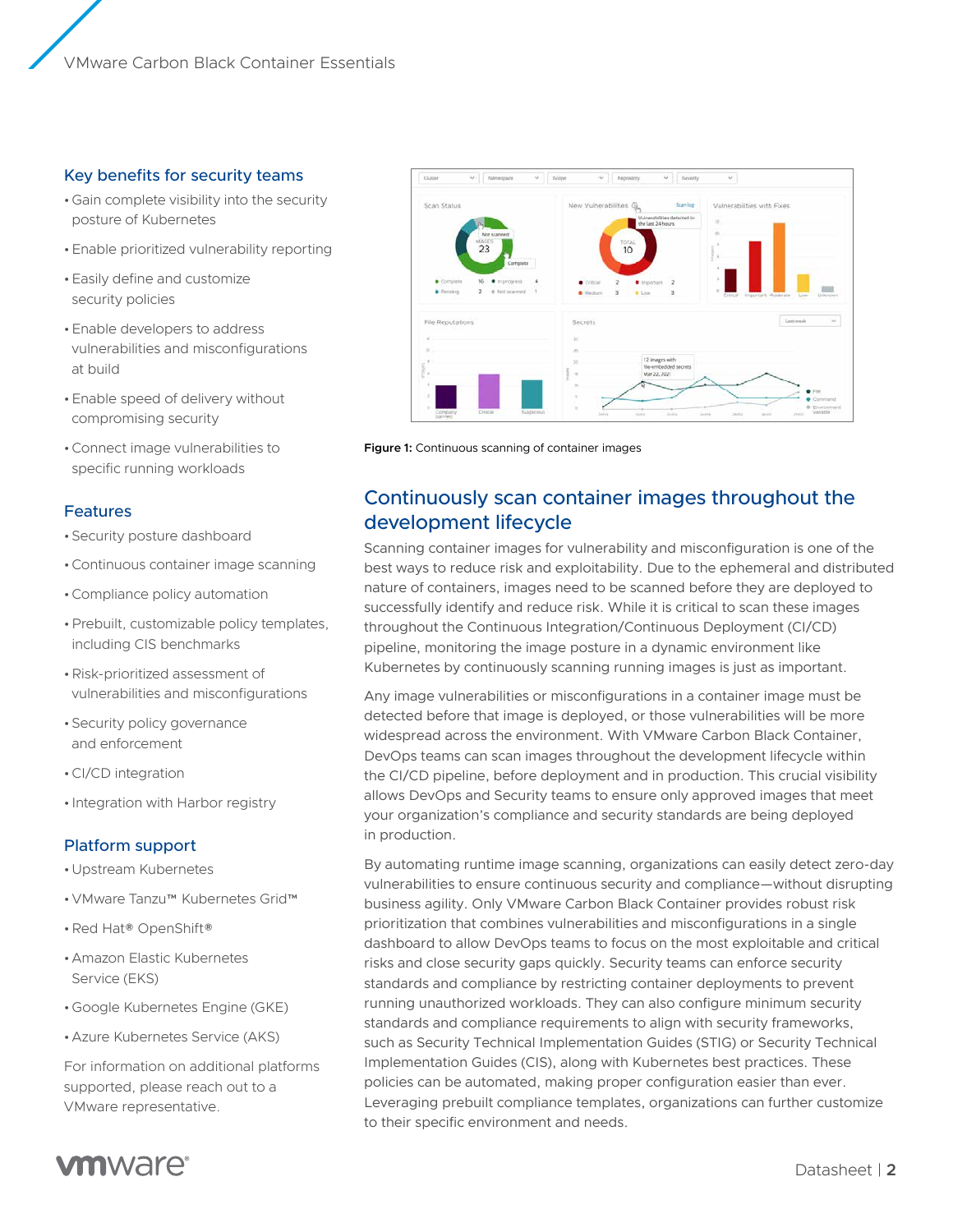## Key benefits for security teams

- Gain complete visibility into the security posture of Kubernetes
- Enable prioritized vulnerability reporting
- Easily define and customize security policies
- Enable developers to address vulnerabilities and misconfigurations at build
- Enable speed of delivery without compromising security
- Connect image vulnerabilities to specific running workloads

## Features

- Security posture dashboard
- Continuous container image scanning
- Compliance policy automation
- Prebuilt, customizable policy templates, including CIS benchmarks
- Risk-prioritized assessment of vulnerabilities and misconfigurations
- Security policy governance and enforcement
- CI/CD integration
- Integration with Harbor registry

## Platform support

- Upstream Kubernetes
- VMware Tanzu™ Kubernetes Grid™
- Red Hat® OpenShift®
- Amazon Elastic Kubernetes Service (EKS)
- Google Kubernetes Engine (GKE)
- Azure Kubernetes Service (AKS)

For information on additional platforms supported, please reach out to a VMware representative.

**Figure 1:** Continuous scanning of container images

## Continuously scan container images throughout the development lifecycle

Scanning container images for vulnerability and misconfiguration is one of the best ways to reduce risk and exploitability. Due to the ephemeral and distributed nature of containers, images need to be scanned before they are deployed to successfully identify and reduce risk. While it is critical to scan these images throughout the Continuous Integration/Continuous Deployment (CI/CD) pipeline, monitoring the image posture in a dynamic environment like Kubernetes by continuously scanning running images is just as important.

Any image vulnerabilities or misconfigurations in a container image must be detected before that image is deployed, or those vulnerabilities will be more widespread across the environment. With VMware Carbon Black Container, DevOps teams can scan images throughout the development lifecycle within the CI/CD pipeline, before deployment and in production. This crucial visibility allows DevOps and Security teams to ensure only approved images that meet your organization's compliance and security standards are being deployed in production.

By automating runtime image scanning, organizations can easily detect zero-day vulnerabilities to ensure continuous security and compliance—without disrupting business agility. Only VMware Carbon Black Container provides robust risk prioritization that combines vulnerabilities and misconfigurations in a single dashboard to allow DevOps teams to focus on the most exploitable and critical risks and close security gaps quickly. Security teams can enforce security standards and compliance by restricting container deployments to prevent running unauthorized workloads. They can also configure minimum security standards and compliance requirements to align with security frameworks, such as Security Technical Implementation Guides (STIG) or Security Technical Implementation Guides (CIS), along with Kubernetes best practices. These policies can be automated, making proper configuration easier than ever. Leveraging prebuilt compliance templates, organizations can further customize to their specific environment and needs.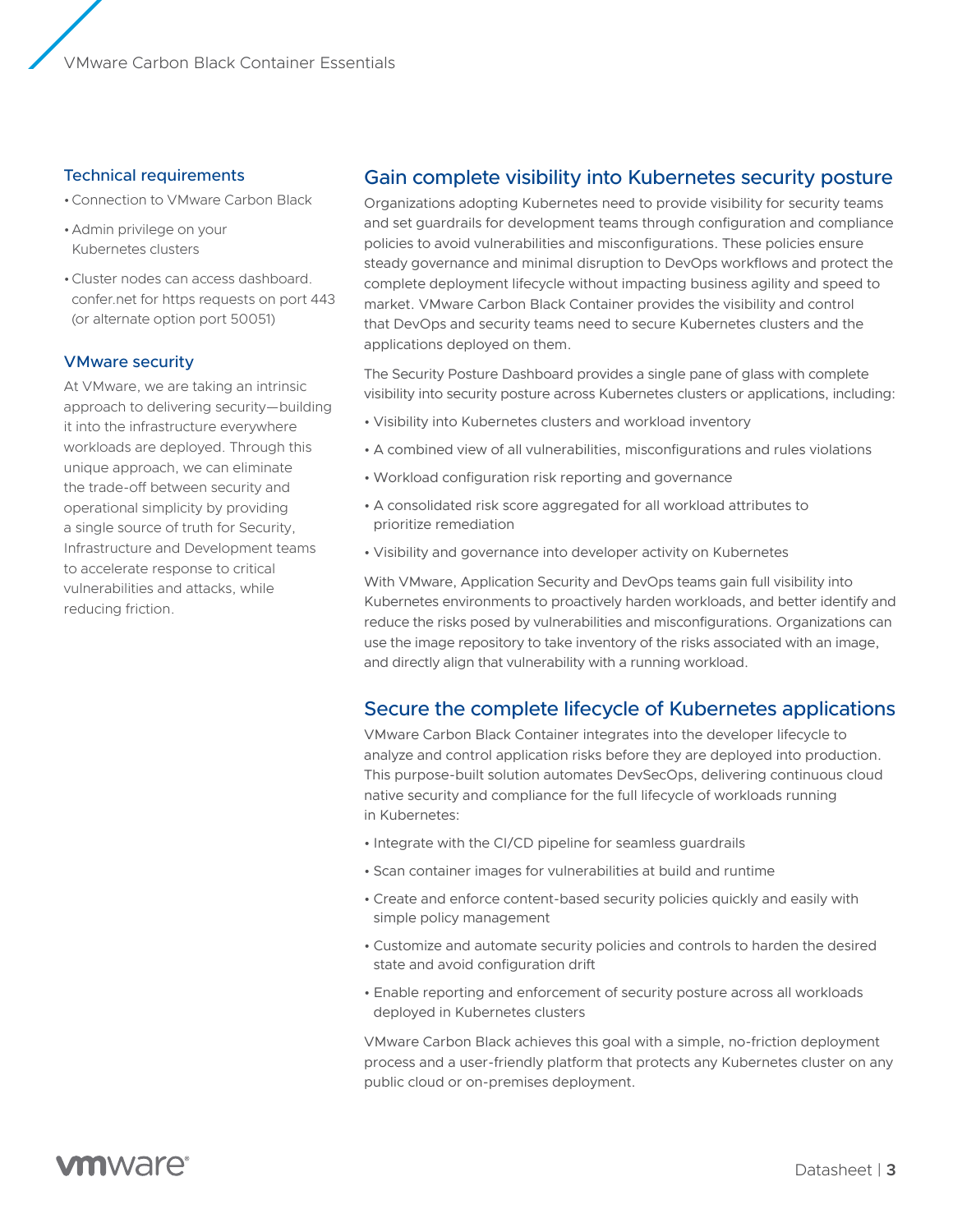## Technical requirements

- Connection to VMware Carbon Black
- Admin privilege on your Kubernetes clusters
- Cluster nodes can access dashboard.confer.net for https requests on port 443 (or alternate option port 50051)

## VMware security

At VMware, we are taking an intrinsic approach to delivering security—building it into the infrastructure everywhere workloads are deployed. Through this unique approach, we can eliminate the trade-off between security and operational simplicity by providing a single source of truth for Security, Infrastructure and Development teams to accelerate response to critical vulnerabilities and attacks, while reducing friction.

## Gain complete visibility into Kubernetes security posture

Organizations adopting Kubernetes need to provide visibility for security teams and set guardrails for development teams through configuration and compliance policies to avoid vulnerabilities and misconfigurations. These policies ensure steady governance and minimal disruption to DevOps workflows and protect the complete deployment lifecycle without impacting business agility and speed to market. VMware Carbon Black Container provides the visibility and control that DevOps and security teams need to secure Kubernetes clusters and the applications deployed on them.

The Security Posture Dashboard provides a single pane of glass with complete visibility into security posture across Kubernetes clusters or applications, including:

- Visibility into Kubernetes clusters and workload inventory
- A combined view of all vulnerabilities, misconfigurations and rules violations
- Workload configuration risk reporting and governance
- A consolidated risk score aggregated for all workload attributes to prioritize remediation
- Visibility and governance into developer activity on Kubernetes

With VMware, Application Security and DevOps teams gain full visibility into Kubernetes environments to proactively harden workloads, and better identify and reduce the risks posed by vulnerabilities and misconfigurations. Organizations can use the image repository to take inventory of the risks associated with an image, and directly align that vulnerability with a running workload.

## Secure the complete lifecycle of Kubernetes applications

VMware Carbon Black Container integrates into the developer lifecycle to analyze and control application risks before they are deployed into production. This purpose-built solution automates DevSecOps, delivering continuous cloud native security and compliance for the full lifecycle of workloads running in Kubernetes:

- Integrate with the CI/CD pipeline for seamless guardrails
- Scan container images for vulnerabilities at build and runtime
- Create and enforce content-based security policies quickly and easily with simple policy management
- Customize and automate security policies and controls to harden the desired state and avoid configuration drift
- Enable reporting and enforcement of security posture across all workloads deployed in Kubernetes clusters

VMware Carbon Black achieves this goal with a simple, no-friction deployment process and a user-friendly platform that protects any Kubernetes cluster on any public cloud or on-premises deployment.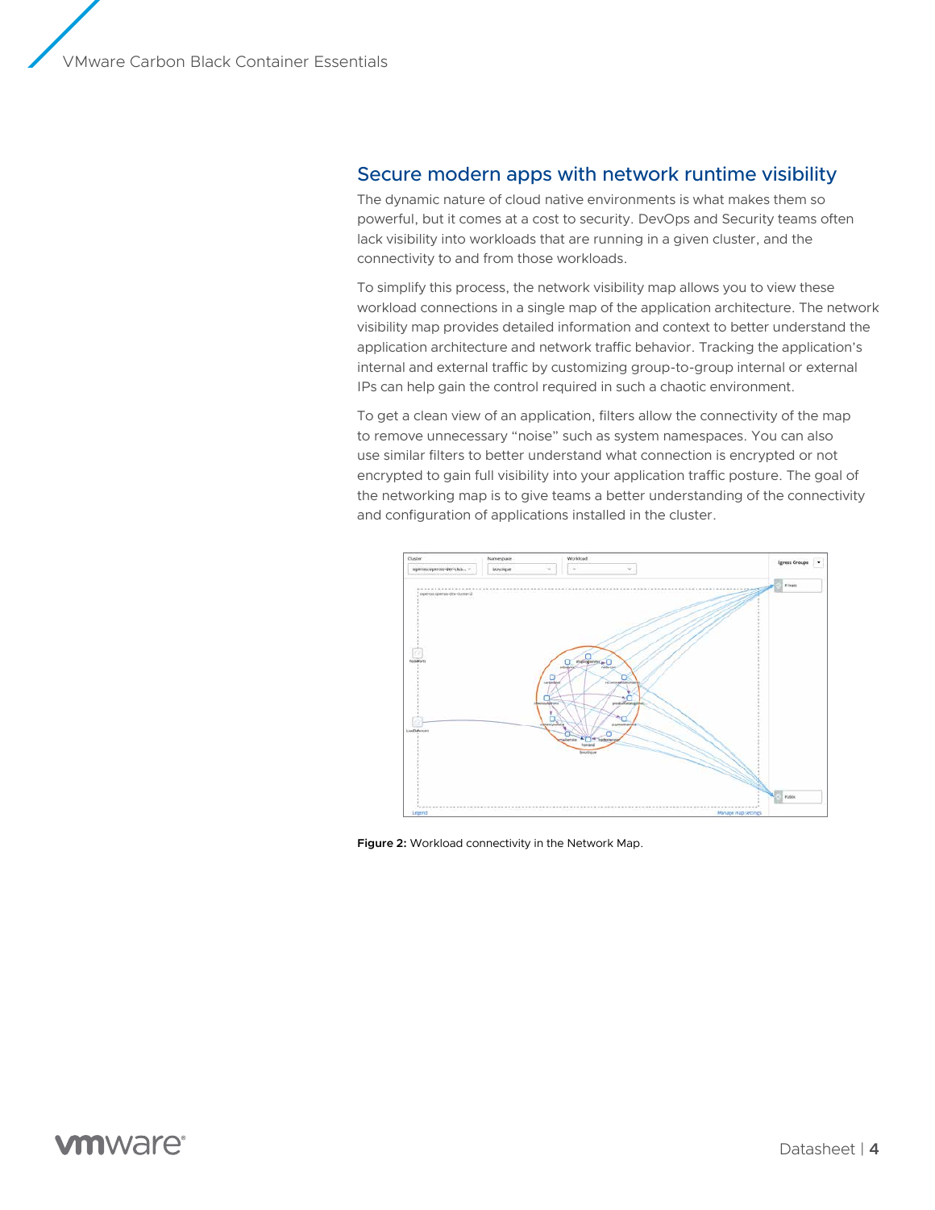## Secure modern apps with network runtime visibility

The dynamic nature of cloud native environments is what makes them so powerful, but it comes at a cost to security. DevOps and Security teams often lack visibility into workloads that are running in a given cluster, and the connectivity to and from those workloads.

To simplify this process, the network visibility map allows you to view these workload connections in a single map of the application architecture. The network visibility map provides detailed information and context to better understand the application architecture and network traffic behavior. Tracking the application's internal and external traffic by customizing group-to-group internal or external IPs can help gain the control required in such a chaotic environment.

To get a clean view of an application, filters allow the connectivity of the map to remove unnecessary "noise" such as system namespaces. You can also use similar filters to better understand what connection is encrypted or not encrypted to gain full visibility into your application traffic posture. The goal of the networking map is to give teams a better understanding of the connectivity and configuration of applications installed in the cluster.

**Figure 2:** Workload connectivity in the Network Map.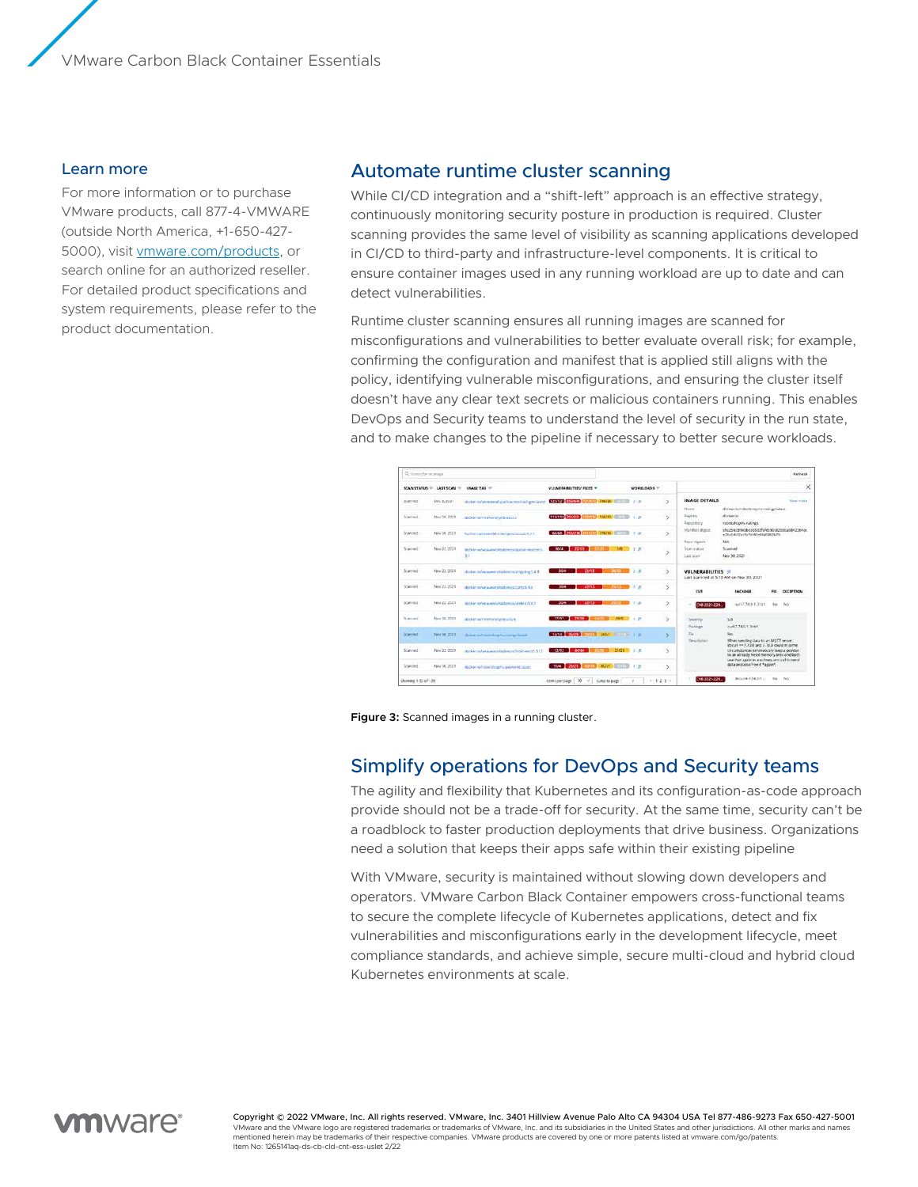## Learn more

For more information or to purchase VMware products, call 877-4-VMWARE (outside North America, +1-650-427-5000), visit vmware.com/products, or search online for an authorized reseller. For detailed product specifications and system requirements, please refer to the product documentation.

## Automate runtime cluster scanning

While CI/CD integration and a "shift-left" approach is an effective strategy, continuously monitoring security posture in production is required. Cluster scanning provides the same level of visibility as scanning applications developed in CI/CD to third-party and infrastructure-level components. It is critical to ensure container images used in any running workload are up to date and can detect vulnerabilities.

Runtime cluster scanning ensures all running images are scanned for misconfigurations and vulnerabilities to better evaluate overall risk; for example, confirming the configuration and manifest that is applied still aligns with the policy, identifying vulnerable misconfigurations, and ensuring the cluster itself doesn't have any clear text secrets or malicious containers running. This enables DevOps and Security teams to understand the level of security in the run state, and to make changes to the pipeline if necessary to better secure workloads.

**Figure 3:** Scanned images in a running cluster.

## Simplify operations for DevOps and Security teams

The agility and flexibility that Kubernetes and its configuration-as-code approach provide should not be a trade-off for security. At the same time, security can't be a roadblock to faster production deployments that drive business. Organizations need a solution that keeps their apps safe within their existing pipeline

With VMware, security is maintained without slowing down developers and operators. VMware Carbon Black Container empowers cross-functional teams to secure the complete lifecycle of Kubernetes applications, detect and fix vulnerabilities and misconfigurations early in the development lifecycle, meet compliance standards, and achieve simple, secure multi-cloud and hybrid cloud Kubernetes environments at scale.

**Copyright © 2022 VMware, Inc. All rights reserved. VMware, Inc. 3401 Hillview Avenue Palo Alto CA 94304 USA Tel 877-486-9273 Fax 650-427-5001**
VMware and the VMware logo are registered trademarks or trademarks of VMware, Inc. and its subsidiaries in the United States and other jurisdictions. All other marks and names mentioned herein may be trademarks of their respective companies. VMware products are covered by one or more patents listed at vmware.com/go/patents.
Item No: 1265141aq-ds-cb-cld-cnt-ess-uslet 2/22